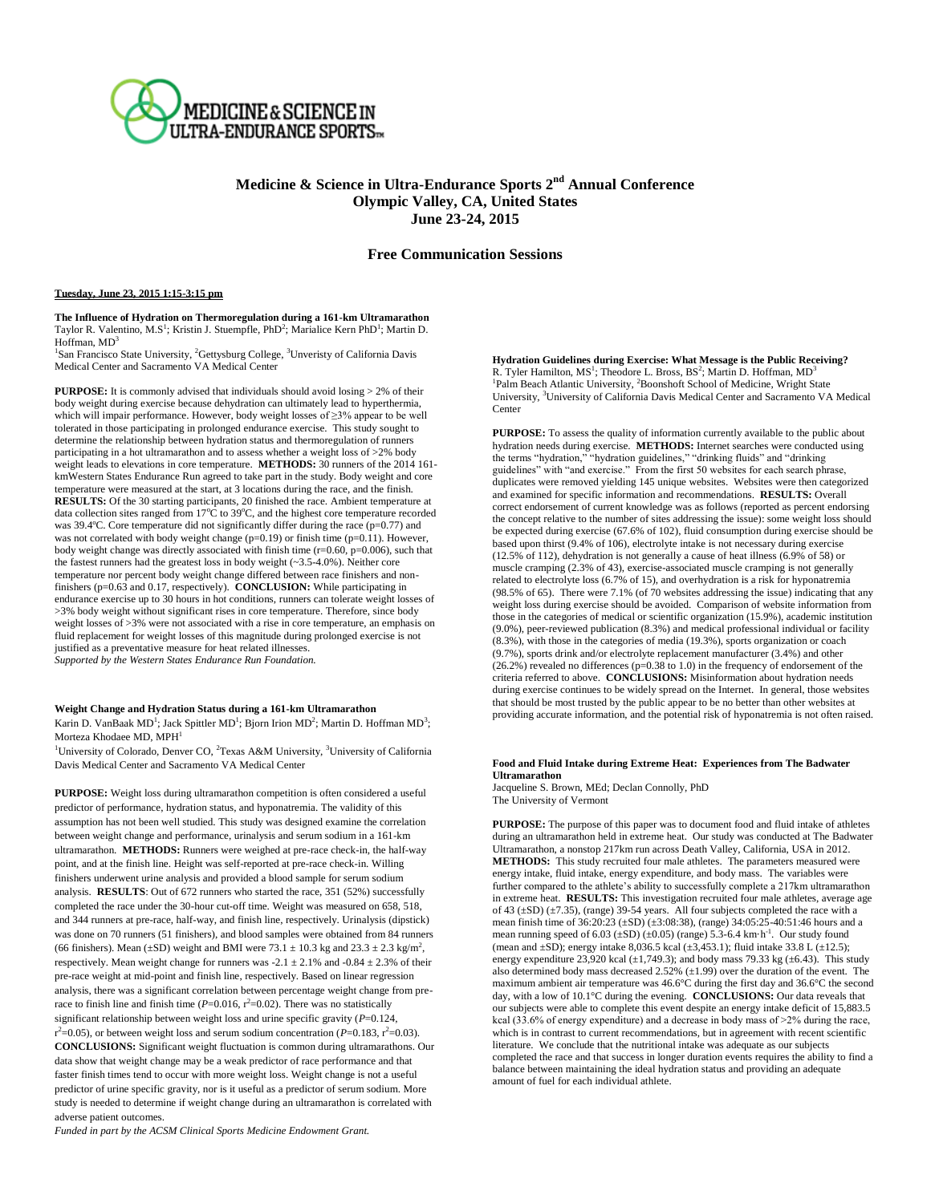# Medicine & Science in Ultra-Endurance Sports 2nd Annual Conference
## Olympic Valley, CA, United States
## June 23-24, 2015

## Free Communication Sessions

**Tuesday, June 23, 2015 1:15-3:15 pm**

### The Influence of Hydration on Thermoregulation during a 161-km Ultramarathon

Taylor R. Valentino, M.S[1]; Kristin J. Stuempfle, PhD[2]; Marialice Kern PhD[1]; Martin D. Hoffman, MD[3]

[1]San Francisco State University, [2]Gettysburg College, [3]Unveristy of California Davis Medical Center and Sacramento VA Medical Center

**PURPOSE:** It is commonly advised that individuals should avoid losing > 2% of their body weight during exercise because dehydration can ultimately lead to hyperthermia, which will impair performance. However, body weight losses of ≥3% appear to be well tolerated in those participating in prolonged endurance exercise. This study sought to determine the relationship between hydration status and thermoregulation of runners participating in a hot ultramarathon and to assess whether a weight loss of >2% body weight leads to elevations in core temperature. **METHODS:** 30 runners of the 2014 161-kmWestern States Endurance Run agreed to take part in the study. Body weight and core temperature were measured at the start, at 3 locations during the race, and the finish. **RESULTS:** Of the 30 starting participants, 20 finished the race. Ambient temperature at data collection sites ranged from 17°C to 39°C, and the highest core temperature recorded was 39.4°C. Core temperature did not significantly differ during the race ($p$=0.77) and was not correlated with body weight change ($p$=0.19) or finish time ($p$=0.11). However, body weight change was directly associated with finish time ($r$=0.60, $p$=0.006), such that the fastest runners had the greatest loss in body weight (~3.5-4.0%). Neither core temperature nor percent body weight change differed between race finishers and non-finishers ($p$=0.63 and 0.17, respectively). **CONCLUSION:** While participating in endurance exercise up to 30 hours in hot conditions, runners can tolerate weight losses of >3% body weight without significant rises in core temperature. Therefore, since body weight losses of >3% were not associated with a rise in core temperature, an emphasis on fluid replacement for weight losses of this magnitude during prolonged exercise is not justified as a preventative measure for heat related illnesses.

*Supported by the Western States Endurance Run Foundation.*

### Weight Change and Hydration Status during a 161-km Ultramarathon

Karin D. VanBaak MD[1]; Jack Spittler MD[1]; Bjorn Irion MD[2]; Martin D. Hoffman MD[3]; Morteza Khodaee MD, MPH[1]

[1]University of Colorado, Denver CO, [2]Texas A&M University, [3]University of California Davis Medical Center and Sacramento VA Medical Center

**PURPOSE:** Weight loss during ultramarathon competition is often considered a useful predictor of performance, hydration status, and hyponatremia. The validity of this assumption has not been well studied. This study was designed examine the correlation between weight change and performance, urinalysis and serum sodium in a 161-km ultramarathon. **METHODS:** Runners were weighed at pre-race check-in, the half-way point, and at the finish line. Height was self-reported at pre-race check-in. Willing finishers underwent urine analysis and provided a blood sample for serum sodium analysis. **RESULTS**: Out of 672 runners who started the race, 351 (52%) successfully completed the race under the 30-hour cut-off time. Weight was measured on 658, 518, and 344 runners at pre-race, half-way, and finish line, respectively. Urinalysis (dipstick) was done on 70 runners (51 finishers), and blood samples were obtained from 84 runners (66 finishers). Mean (±SD) weight and BMI were 73.1 ± 10.3 kg and 23.3 ± 2.3 kg/m$^2$, respectively. Mean weight change for runners was -2.1 ± 2.1% and -0.84 ± 2.3% of their pre-race weight at mid-point and finish line, respectively. Based on linear regression analysis, there was a significant correlation between percentage weight change from pre-race to finish line and finish time ($P$=0.016, $r^2$=0.02). There was no statistically significant relationship between weight loss and urine specific gravity ($P$=0.124, $r^2$=0.05), or between weight loss and serum sodium concentration ($P$=0.183, $r^2$=0.03). **CONCLUSIONS:** Significant weight fluctuation is common during ultramarathons. Our data show that weight change may be a weak predictor of race performance and that faster finish times tend to occur with more weight loss. Weight change is not a useful predictor of urine specific gravity, nor is it useful as a predictor of serum sodium. More study is needed to determine if weight change during an ultramarathon is correlated with adverse patient outcomes.

*Funded in part by the ACSM Clinical Sports Medicine Endowment Grant.*

### Hydration Guidelines during Exercise: What Message is the Public Receiving?

R. Tyler Hamilton, MS[1]; Theodore L. Bross, BS[2]; Martin D. Hoffman, MD[3]

[1]Palm Beach Atlantic University, [2]Boonshoft School of Medicine, Wright State University, [3]University of California Davis Medical Center and Sacramento VA Medical Center

**PURPOSE:** To assess the quality of information currently available to the public about hydration needs during exercise. **METHODS:** Internet searches were conducted using the terms "hydration," "hydration guidelines," "drinking fluids" and "drinking guidelines" with "and exercise." From the first 50 websites for each search phrase, duplicates were removed yielding 145 unique websites. Websites were then categorized and examined for specific information and recommendations. **RESULTS:** Overall correct endorsement of current knowledge was as follows (reported as percent endorsing the concept relative to the number of sites addressing the issue): some weight loss should be expected during exercise (67.6% of 102), fluid consumption during exercise should be based upon thirst (9.4% of 106), electrolyte intake is not necessary during exercise (12.5% of 112), dehydration is not generally a cause of heat illness (6.9% of 58) or muscle cramping (2.3% of 43), exercise-associated muscle cramping is not generally related to electrolyte loss (6.7% of 15), and overhydration is a risk for hyponatremia (98.5% of 65). There were 7.1% (of 70 websites addressing the issue) indicating that any weight loss during exercise should be avoided. Comparison of website information from those in the categories of medical or scientific organization (15.9%), academic institution (9.0%), peer-reviewed publication (8.3%) and medical professional individual or facility (8.3%), with those in the categories of media (19.3%), sports organization or coach (9.7%), sports drink and/or electrolyte replacement manufacturer (3.4%) and other (26.2%) revealed no differences ($p$=0.38 to 1.0) in the frequency of endorsement of the criteria referred to above. **CONCLUSIONS:** Misinformation about hydration needs during exercise continues to be widely spread on the Internet. In general, those websites that should be most trusted by the public appear to be no better than other websites at providing accurate information, and the potential risk of hyponatremia is not often raised.

### Food and Fluid Intake during Extreme Heat: Experiences from The Badwater Ultramarathon

Jacqueline S. Brown, MEd; Declan Connolly, PhD

The University of Vermont

**PURPOSE:** The purpose of this paper was to document food and fluid intake of athletes during an ultramarathon held in extreme heat. Our study was conducted at The Badwater Ultramarathon, a nonstop 217km run across Death Valley, California, USA in 2012. **METHODS:** This study recruited four male athletes. The parameters measured were energy intake, fluid intake, energy expenditure, and body mass. The variables were further compared to the athlete's ability to successfully complete a 217km ultramarathon in extreme heat. **RESULTS:** This investigation recruited four male athletes, average age of 43 (±SD) (±7.35), (range) 39-54 years. All four subjects completed the race with a mean finish time of 36:20:23 (±SD) (±3:08:38), (range) 34:05:25-40:51:46 hours and a mean running speed of 6.03 (±SD) (±0.05) (range) 5.3-6.4 km·h$^{-1}$. Our study found (mean and ±SD); energy intake 8,036.5 kcal (±3,453.1); fluid intake 33.8 L (±12.5); energy expenditure 23,920 kcal (±1,749.3); and body mass 79.33 kg (±6.43). This study also determined body mass decreased 2.52% (±1.99) over the duration of the event. The maximum ambient air temperature was 46.6°C during the first day and 36.6°C the second day, with a low of 10.1°C during the evening. **CONCLUSIONS:** Our data reveals that our subjects were able to complete this event despite an energy intake deficit of 15,883.5 kcal (33.6% of energy expenditure) and a decrease in body mass of >2% during the race, which is in contrast to current recommendations, but in agreement with recent scientific literature. We conclude that the nutritional intake was adequate as our subjects completed the race and that success in longer duration events requires the ability to find a balance between maintaining the ideal hydration status and providing an adequate amount of fuel for each individual athlete.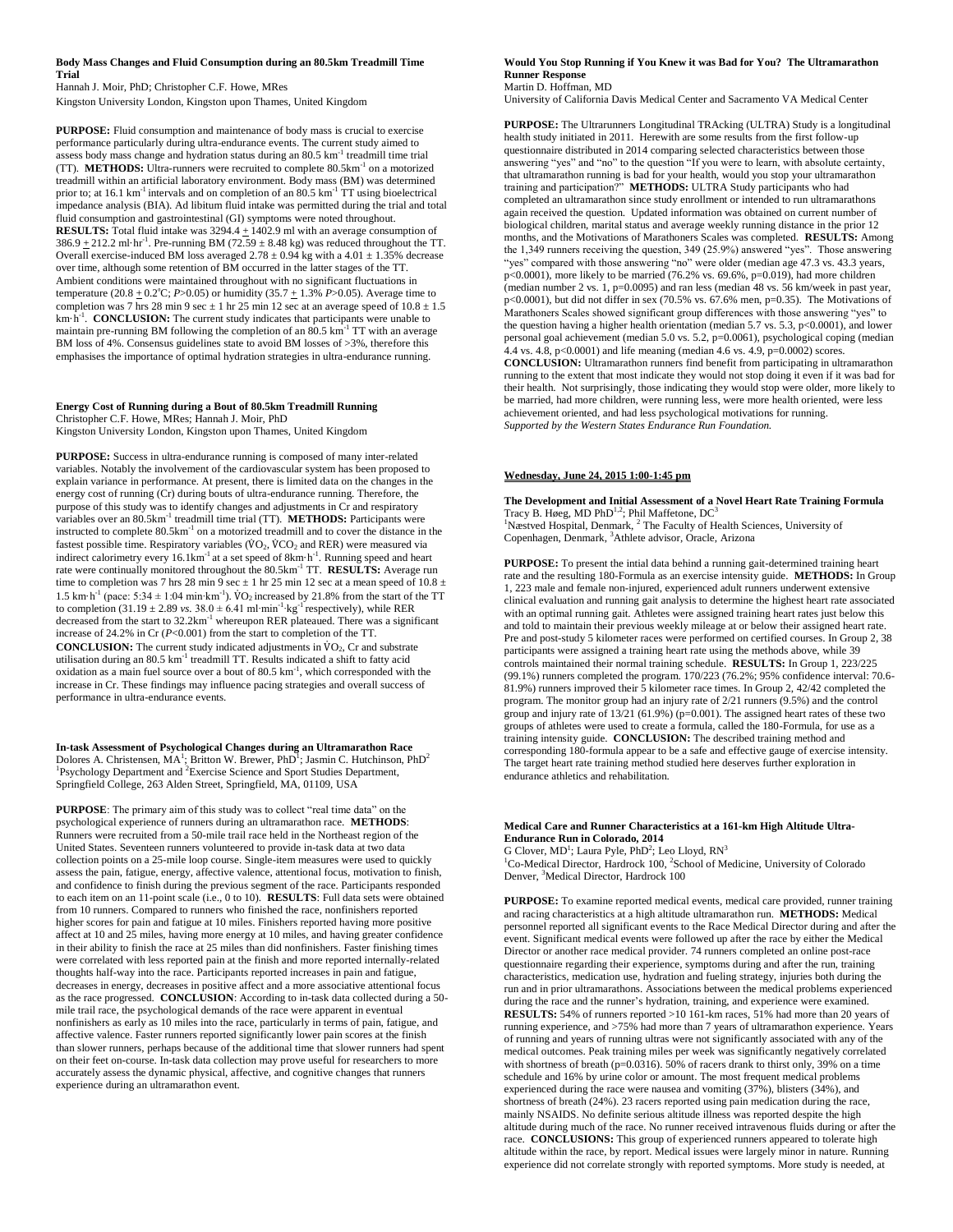### Body Mass Changes and Fluid Consumption during an 80.5km Treadmill Time Trial

Hannah J. Moir, PhD; Christopher C.F. Howe, MRes
Kingston University London, Kingston upon Thames, United Kingdom

**PURPOSE:** Fluid consumption and maintenance of body mass is crucial to exercise performance particularly during ultra-endurance events. The current study aimed to assess body mass change and hydration status during an 80.5 km$^{-1}$ treadmill time trial (TT). **METHODS:** Ultra-runners were recruited to complete 80.5km$^{-1}$ on a motorized treadmill within an artificial laboratory environment. Body mass (BM) was determined prior to; at 16.1 km$^{-1}$ intervals and on completion of an 80.5 km$^{-1}$ TT using bioelectrical impedance analysis (BIA). Ad libitum fluid intake was permitted during the trial and total fluid consumption and gastrointestinal (GI) symptoms were noted throughout. **RESULTS:** Total fluid intake was 3294.4 $\pm$ 1402.9 ml with an average consumption of 386.9 $\pm$ 212.2 ml·hr$^{-1}$. Pre-running BM (72.59 $\pm$ 8.48 kg) was reduced throughout the TT. Overall exercise-induced BM loss averaged 2.78 $\pm$ 0.94 kg with a 4.01 $\pm$ 1.35% decrease over time, although some retention of BM occurred in the latter stages of the TT. Ambient conditions were maintained throughout with no significant fluctuations in temperature (20.8 $\pm$ 0.2°C; $P$>0.05) or humidity (35.7 $\pm$ 1.3% $P$>0.05). Average time to completion was 7 hrs 28 min 9 sec $\pm$ 1 hr 25 min 12 sec at an average speed of 10.8 $\pm$ 1.5 km·h$^{-1}$. **CONCLUSION:** The current study indicates that participants were unable to maintain pre-running BM following the completion of an 80.5 km$^{-1}$ TT with an average BM loss of 4%. Consensus guidelines state to avoid BM losses of >3%, therefore this emphasises the importance of optimal hydration strategies in ultra-endurance running.

### Energy Cost of Running during a Bout of 80.5km Treadmill Running

Christopher C.F. Howe, MRes; Hannah J. Moir, PhD
Kingston University London, Kingston upon Thames, United Kingdom

**PURPOSE:** Success in ultra-endurance running is composed of many inter-related variables. Notably the involvement of the cardiovascular system has been proposed to explain variance in performance. At present, there is limited data on the changes in the energy cost of running (Cr) during bouts of ultra-endurance running. Therefore, the purpose of this study was to identify changes and adjustments in Cr and respiratory variables over an 80.5km$^{-1}$ treadmill time trial (TT). **METHODS:** Participants were instructed to complete 80.5km$^{-1}$ on a motorized treadmill and to cover the distance in the fastest possible time. Respiratory variables ($\dot{V}O_2$, $\dot{V}CO_2$ and RER) were measured via indirect calorimetry every 16.1km$^{-1}$ at a set speed of 8km·h$^{-1}$. Running speed and heart rate were continually monitored throughout the 80.5km$^{-1}$ TT. **RESULTS:** Average run time to completion was 7 hrs 28 min 9 sec $\pm$ 1 hr 25 min 12 sec at a mean speed of 10.8 $\pm$ 1.5 km·h$^{-1}$ (pace: 5:34 $\pm$ 1:04 min·km$^{-1}$). $\dot{V}O_2$ increased by 21.8% from the start of the TT to completion (31.19 $\pm$ 2.89 *vs.* 38.0 $\pm$ 6.41 ml·min$^{-1}$·kg$^{-1}$ respectively), while RER decreased from the start to 32.2km$^{-1}$ whereupon RER plateaued. There was a significant increase of 24.2% in Cr ($P$<0.001) from the start to completion of the TT. **CONCLUSION:** The current study indicated adjustments in $\dot{V}O_2$, Cr and substrate utilisation during an 80.5 km$^{-1}$ treadmill TT. Results indicated a shift to fatty acid oxidation as a main fuel source over a bout of 80.5 km$^{-1}$, which corresponded with the increase in Cr. These findings may influence pacing strategies and overall success of performance in ultra-endurance events.

### In-task Assessment of Psychological Changes during an Ultramarathon Race

Dolores A. Christensen, MA[1]; Britton W. Brewer, PhD[1]; Jasmin C. Hutchinson, PhD[2]
[1]Psychology Department and [2]Exercise Science and Sport Studies Department, Springfield College, 263 Alden Street, Springfield, MA, 01109, USA

**PURPOSE**: The primary aim of this study was to collect "real time data" on the psychological experience of runners during an ultramarathon race. **METHODS**: Runners were recruited from a 50-mile trail race held in the Northeast region of the United States. Seventeen runners volunteered to provide in-task data at two data collection points on a 25-mile loop course. Single-item measures were used to quickly assess the pain, fatigue, energy, affective valence, attentional focus, motivation to finish, and confidence to finish during the previous segment of the race. Participants responded to each item on an 11-point scale (i.e., 0 to 10). **RESULTS**: Full data sets were obtained from 10 runners. Compared to runners who finished the race, nonfinishers reported higher scores for pain and fatigue at 10 miles. Finishers reported having more positive affect at 10 and 25 miles, having more energy at 10 miles, and having greater confidence in their ability to finish the race at 25 miles than did nonfinishers. Faster finishing times were correlated with less reported pain at the finish and more reported internally-related thoughts half-way into the race. Participants reported increases in pain and fatigue, decreases in energy, decreases in positive affect and a more associative attentional focus as the race progressed. **CONCLUSION**: According to in-task data collected during a 50-mile trail race, the psychological demands of the race were apparent in eventual nonfinishers as early as 10 miles into the race, particularly in terms of pain, fatigue, and affective valence. Faster runners reported significantly lower pain scores at the finish than slower runners, perhaps because of the additional time that slower runners had spent on their feet on-course. In-task data collection may prove useful for researchers to more accurately assess the dynamic physical, affective, and cognitive changes that runners experience during an ultramarathon event.

### Would You Stop Running if You Knew it was Bad for You? The Ultramarathon Runner Response

Martin D. Hoffman, MD
University of California Davis Medical Center and Sacramento VA Medical Center

**PURPOSE:** The Ultrarunners Longitudinal TRAcking (ULTRA) Study is a longitudinal health study initiated in 2011. Herewith are some results from the first follow-up questionnaire distributed in 2014 comparing selected characteristics between those answering "yes" and "no" to the question "If you were to learn, with absolute certainty, that ultramarathon running is bad for your health, would you stop your ultramarathon training and participation?" **METHODS:** ULTRA Study participants who had completed an ultramarathon since study enrollment or intended to run ultramarathons again received the question. Updated information was obtained on current number of biological children, marital status and average weekly running distance in the prior 12 months, and the Motivations of Marathoners Scales was completed. **RESULTS:** Among the 1,349 runners receiving the question, 349 (25.9%) answered "yes". Those answering "yes" compared with those answering "no" were older (median age 47.3 vs. 43.3 years, p<0.0001), more likely to be married (76.2% vs. 69.6%, p=0.019), had more children (median number 2 vs. 1, p=0.0095) and ran less (median 48 vs. 56 km/week in past year, p<0.0001), but did not differ in sex (70.5% vs. 67.6% men, p=0.35). The Motivations of Marathoners Scales showed significant group differences with those answering "yes" to the question having a higher health orientation (median 5.7 vs. 5.3, p<0.0001), and lower personal goal achievement (median 5.0 vs. 5.2, p=0.0061), psychological coping (median 4.4 vs. 4.8, p<0.0001) and life meaning (median 4.6 vs. 4.9, p=0.0002) scores. **CONCLUSION:** Ultramarathon runners find benefit from participating in ultramarathon running to the extent that most indicate they would not stop doing it even if it was bad for their health. Not surprisingly, those indicating they would stop were older, more likely to be married, had more children, were running less, were more health oriented, were less achievement oriented, and had less psychological motivations for running.
*Supported by the Western States Endurance Run Foundation.*

## Wednesday, June 24, 2015 1:00-1:45 pm

### The Development and Initial Assessment of a Novel Heart Rate Training Formula

Tracy B. Høeg, MD PhD[1,2]; Phil Maffetone, DC[3]
[1]Næstved Hospital, Denmark, [2] The Faculty of Health Sciences, University of Copenhagen, Denmark, [3]Athlete advisor, Oracle, Arizona

**PURPOSE:** To present the intial data behind a running gait-determined training heart rate and the resulting 180-Formula as an exercise intensity guide. **METHODS:** In Group 1, 223 male and female non-injured, experienced adult runners underwent extensive clinical evaluation and running gait analysis to determine the highest heart rate associated with an optimal running gait. Athletes were assigned training heart rates just below this and told to maintain their previous weekly mileage at or below their assigned heart rate. Pre and post-study 5 kilometer races were performed on certified courses. In Group 2, 38 participants were assigned a training heart rate using the methods above, while 39 controls maintained their normal training schedule. **RESULTS:** In Group 1, 223/225 (99.1%) runners completed the program. 170/223 (76.2%; 95% confidence interval: 70.6-81.9%) runners improved their 5 kilometer race times. In Group 2, 42/42 completed the program. The monitor group had an injury rate of 2/21 runners (9.5%) and the control group and injury rate of 13/21 (61.9%) (p=0.001). The assigned heart rates of these two groups of athletes were used to create a formula, called the 180-Formula, for use as a training intensity guide. **CONCLUSION:** The described training method and corresponding 180-formula appear to be a safe and effective gauge of exercise intensity. The target heart rate training method studied here deserves further exploration in endurance athletics and rehabilitation.

### Medical Care and Runner Characteristics at a 161-km High Altitude Ultra-Endurance Run in Colorado, 2014

G Clover, MD[1]; Laura Pyle, PhD[2]; Leo Lloyd, RN[3]
[1]Co-Medical Director, Hardrock 100, [2]School of Medicine, University of Colorado Denver, [3]Medical Director, Hardrock 100

**PURPOSE:** To examine reported medical events, medical care provided, runner training and racing characteristics at a high altitude ultramarathon run. **METHODS:** Medical personnel reported all significant events to the Race Medical Director during and after the event. Significant medical events were followed up after the race by either the Medical Director or another race medical provider. 74 runners completed an online post-race questionnaire regarding their experience, symptoms during and after the run, training characteristics, medication use, hydration and fueling strategy, injuries both during the run and in prior ultramarathons. Associations between the medical problems experienced during the race and the runner's hydration, training, and experience were examined. **RESULTS:** 54% of runners reported >10 161-km races, 51% had more than 20 years of running experience, and >75% had more than 7 years of ultramarathon experience. Years of running and years of running ultras were not significantly associated with any of the medical outcomes. Peak training miles per week was significantly negatively correlated with shortness of breath (p=0.0316). 50% of racers drank to thirst only, 39% on a time schedule and 16% by urine color or amount. The most frequent medical problems experienced during the race were nausea and vomiting (37%), blisters (34%), and shortness of breath (24%). 23 racers reported using pain medication during the race, mainly NSAIDS. No definite serious altitude illness was reported despite the high altitude during much of the race. No runner received intravenous fluids during or after the race. **CONCLUSIONS:** This group of experienced runners appeared to tolerate high altitude within the race, by report. Medical issues were largely minor in nature. Running experience did not correlate strongly with reported symptoms. More study is needed, at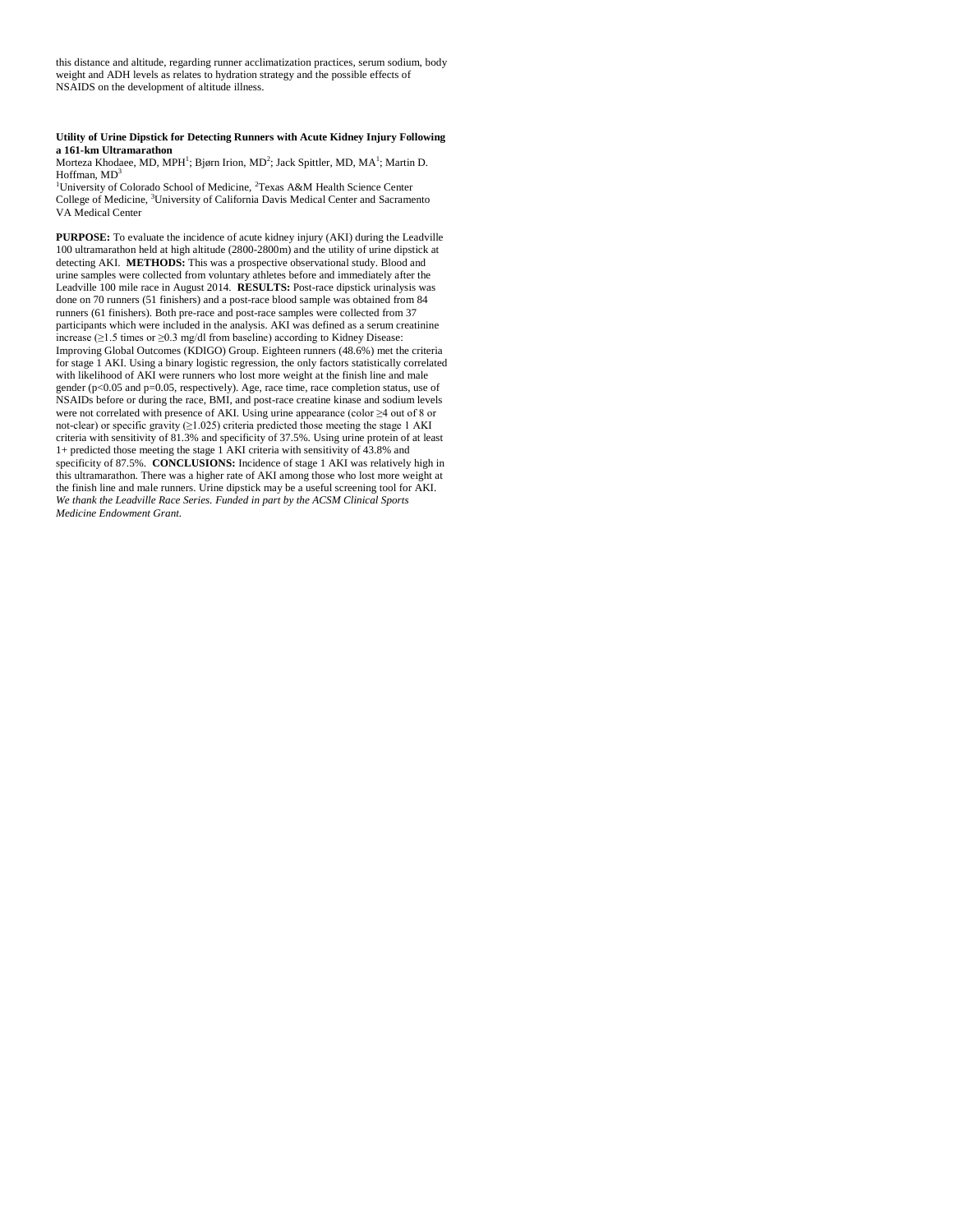this distance and altitude, regarding runner acclimatization practices, serum sodium, body weight and ADH levels as relates to hydration strategy and the possible effects of NSAIDS on the development of altitude illness.

**Utility of Urine Dipstick for Detecting Runners with Acute Kidney Injury Following a 161-km Ultramarathon**

Morteza Khodaee, MD, MPH[1]; Bjørn Irion, MD[2]; Jack Spittler, MD, MA[1]; Martin D. Hoffman, MD[3]

[1]University of Colorado School of Medicine, [2]Texas A&M Health Science Center College of Medicine, [3]University of California Davis Medical Center and Sacramento VA Medical Center

**PURPOSE:** To evaluate the incidence of acute kidney injury (AKI) during the Leadville 100 ultramarathon held at high altitude (2800-2800m) and the utility of urine dipstick at detecting AKI. **METHODS:** This was a prospective observational study. Blood and urine samples were collected from voluntary athletes before and immediately after the Leadville 100 mile race in August 2014. **RESULTS:** Post-race dipstick urinalysis was done on 70 runners (51 finishers) and a post-race blood sample was obtained from 84 runners (61 finishers). Both pre-race and post-race samples were collected from 37 participants which were included in the analysis. AKI was defined as a serum creatinine increase (≥1.5 times or ≥0.3 mg/dl from baseline) according to Kidney Disease: Improving Global Outcomes (KDIGO) Group. Eighteen runners (48.6%) met the criteria for stage 1 AKI. Using a binary logistic regression, the only factors statistically correlated with likelihood of AKI were runners who lost more weight at the finish line and male gender ($p<0.05$ and $p=0.05$, respectively). Age, race time, race completion status, use of NSAIDs before or during the race, BMI, and post-race creatine kinase and sodium levels were not correlated with presence of AKI. Using urine appearance (color ≥4 out of 8 or not-clear) or specific gravity (≥1.025) criteria predicted those meeting the stage 1 AKI criteria with sensitivity of 81.3% and specificity of 37.5%. Using urine protein of at least 1+ predicted those meeting the stage 1 AKI criteria with sensitivity of 43.8% and specificity of 87.5%. **CONCLUSIONS:** Incidence of stage 1 AKI was relatively high in this ultramarathon. There was a higher rate of AKI among those who lost more weight at the finish line and male runners. Urine dipstick may be a useful screening tool for AKI.
*We thank the Leadville Race Series. Funded in part by the ACSM Clinical Sports Medicine Endowment Grant.*